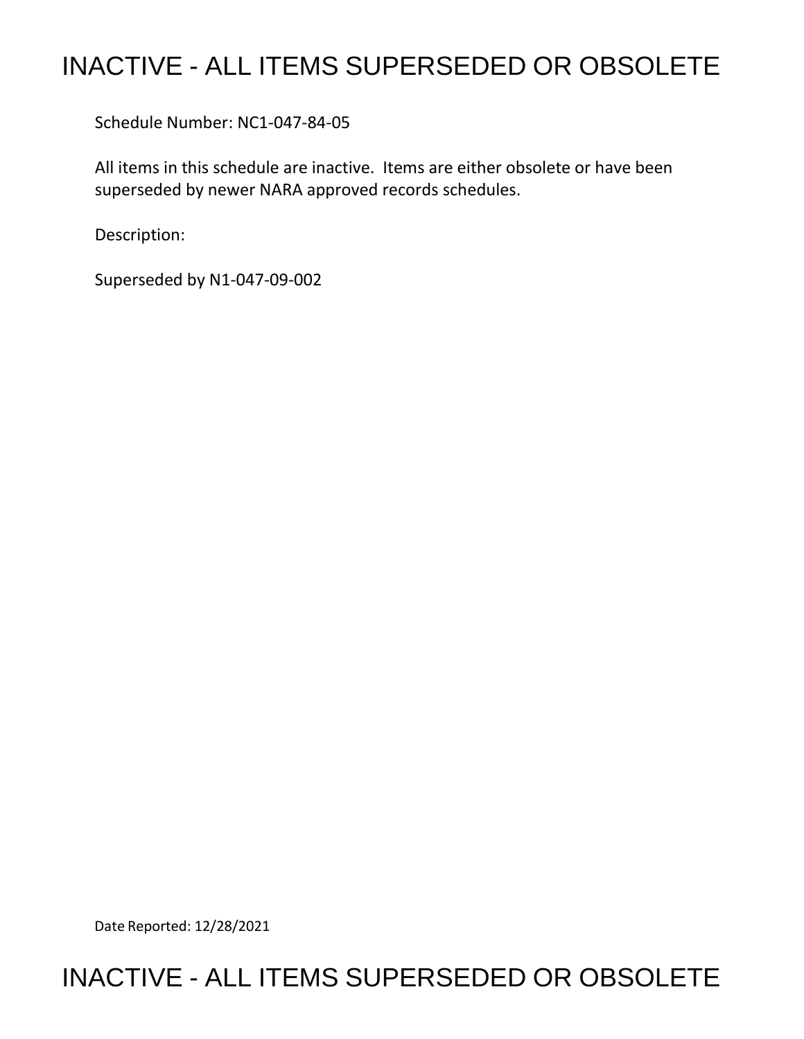# INACTIVE - ALL ITEMS SUPERSEDED OR OBSOLETE

Schedule Number: NC1-047-84-05

All items in this schedule are inactive. Items are either obsolete or have been superseded by newer NARA approved records schedules.

Description:

Superseded by N1-047-09-002

Date Reported: 12/28/2021

# INACTIVE - ALL ITEMS SUPERSEDED OR OBSOLETE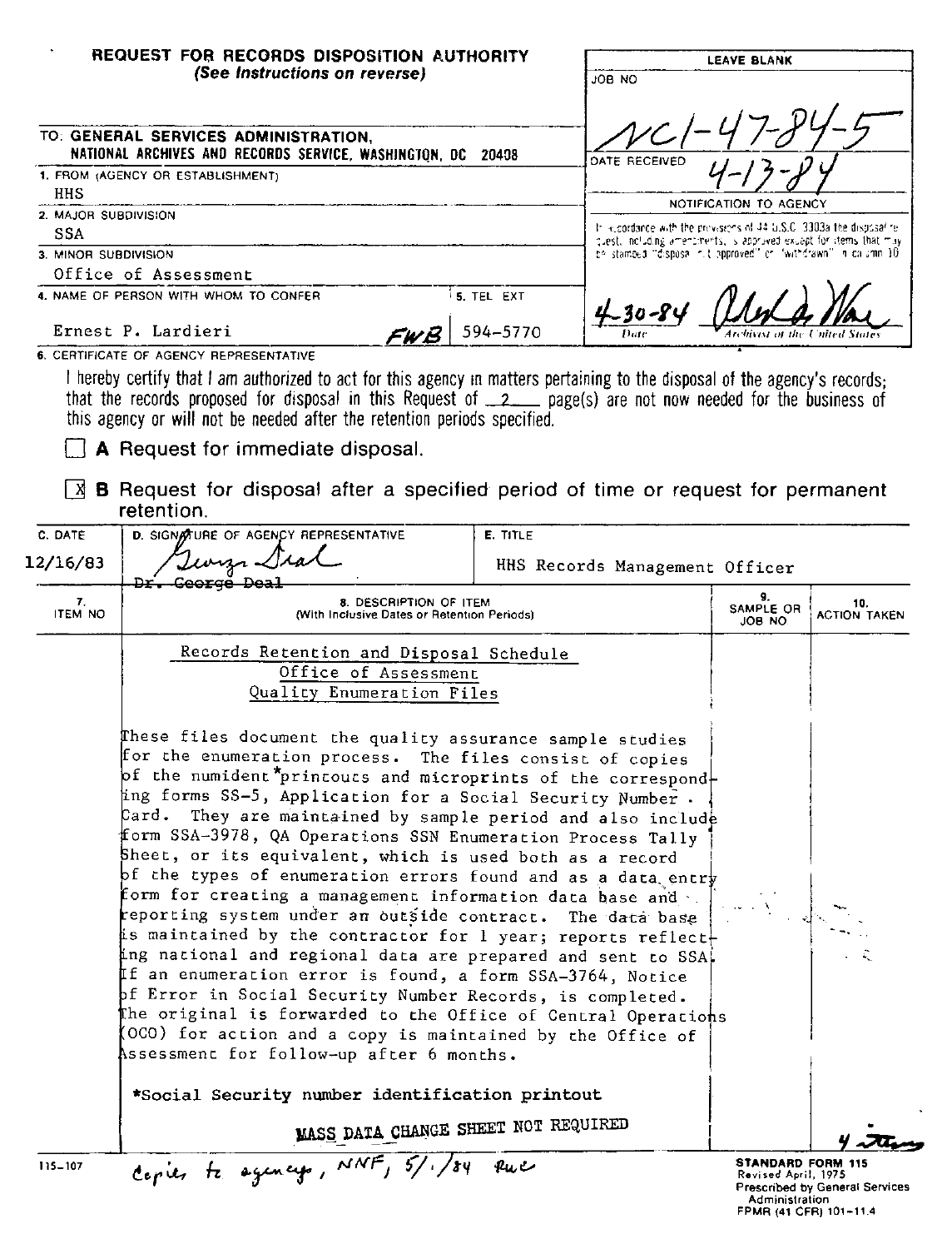# REQUEST FOR RECORDS DISPOSITION AUTHORITY
*(See Instructions on reverse)*

| LEAVE BLANK |
|---|
| JOB NO: NC1-47-84-5 |
| DATE RECEIVED: 4-13-84 |
| NOTIFICATION TO AGENCY |
| In accordance with the provisions of 44 U.S.C. 3303a the disposal request, including amendments, is approved except for items that may be stamped "disposal not approved" or "withdrawn" in column 10. |
| 4-30-84 — Date; [signature] — Archivist of the United States |

TO: **GENERAL SERVICES ADMINISTRATION, NATIONAL ARCHIVES AND RECORDS SERVICE, WASHINGTON, DC 20408**

1. FROM (AGENCY OR ESTABLISHMENT): HHS
2. MAJOR SUBDIVISION: SSA
3. MINOR SUBDIVISION: Office of Assessment
4. NAME OF PERSON WITH WHOM TO CONFER: Ernest P. Lardieri FWB
5. TEL EXT: 594-5770

6. CERTIFICATE OF AGENCY REPRESENTATIVE

I hereby certify that I am authorized to act for this agency in matters pertaining to the disposal of the agency's records; that the records proposed for disposal in this Request of 2 page(s) are not now needed for the business of this agency or will not be needed after the retention periods specified.

☐ **A** Request for immediate disposal.

☒ **B** Request for disposal after a specified period of time or request for permanent retention.

| C. DATE | D. SIGNATURE OF AGENCY REPRESENTATIVE | E. TITLE |
|---|---|---|
| 12/16/83 | [signature] Dr. George Deal | HHS Records Management Officer |

| 7. ITEM NO | 8. DESCRIPTION OF ITEM (With Inclusive Dates or Retention Periods) | 9. SAMPLE OR JOB NO | 10. ACTION TAKEN |
|---|---|---|---|
| | Records Retention and Disposal Schedule<br>Office of Assessment<br>Quality Enumeration Files<br><br>These files document the quality assurance sample studies for the enumeration process. The files consist of copies of the numident*printouts and microprints of the corresponding forms SS-5, Application for a Social Security Number Card. They are maintained by sample period and also include form SSA-3978, QA Operations SSN Enumeration Process Tally Sheet, or its equivalent, which is used both as a record of the types of enumeration errors found and as a data entry form for creating a management information data base and reporting system under an outside contract. The data base is maintained by the contractor for 1 year; reports reflecting national and regional data are prepared and sent to SSA. If an enumeration error is found, a form SSA-3764, Notice of Error in Social Security Number Records, is completed. The original is forwarded to the Office of Central Operations (OCO) for action and a copy is maintained by the Office of Assessment for follow-up after 6 months.<br><br>*Social Security number identification printout<br><br>MASS DATA CHANGE SHEET NOT REQUIRED | | 4 items |

115-107 Copies to agency, NNF, 5/1/84 rwc

STANDARD FORM 115
Revised April, 1975
Prescribed by General Services Administration
FPMR (41 CFR) 101-11.4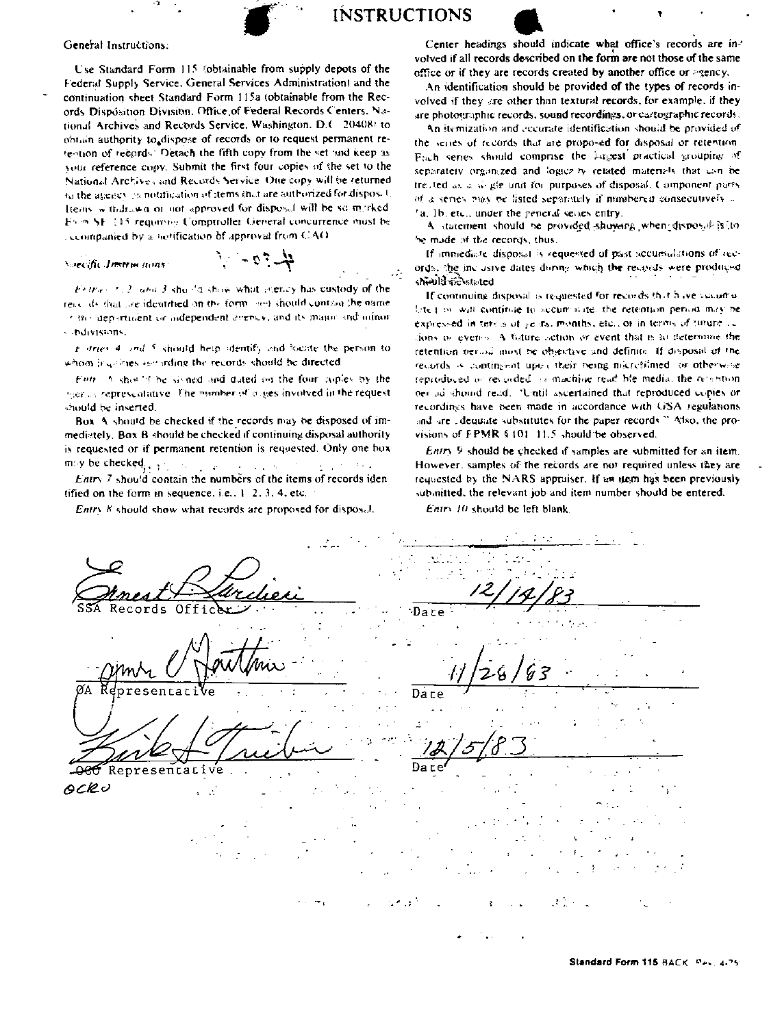# INSTRUCTIONS

General Instructions:

Use Standard Form 115 (obtainable from supply depots of the Federal Supply Service, General Services Administration) and the continuation sheet Standard Form 115a (obtainable from the Records Disposition Division, Office of Federal Records Centers, National Archives and Records Service, Washington, D.C. 20408) to obtain authority to dispose of records or to request permanent retention of records. Detach the fifth copy from the set and keep as your reference copy. Submit the first four copies of the set to the National Archives and Records Service. One copy will be returned to the agency as notification of items that are authorized for disposal. Items withdrawn or not approved for disposal will be so marked. Form SF 115 requiring Comptroller General concurrence must be accompanied by a notification of approval from GAO.

*Specific Instructions:*

*Entries 1, 2, and 3* should show what agency has custody of the records that are identified on the form, and should contain the name of the department or independent agency, and its major and minor subdivisions.

*Entries 4 and 5* should help identify and locate the person to whom inquiries regarding the records should be directed.

*Entry 6* should be signed and dated on the four copies by the agency representative. The number of pages involved in the request should be inserted.

Box A should be checked if the records may be disposed of immediately. Box B should be checked if continuing disposal authority is requested or if permanent retention is requested. Only one box may be checked.

*Entry 7* should contain the numbers of the items of records identified on the form in sequence, i.e., 1, 2, 3, 4, etc.

*Entry 8* should show what records are proposed for disposal.

Center headings should indicate what office's records are involved if all records described on the form are not those of the same office or if they are records created by another office or agency.

An identification should be provided of the types of records involved if they are other than textural records, for example, if they are photographic records, sound recordings, or cartographic records.

An itemization and accurate identification should be provided of the series of records that are proposed for disposal or retention. Each series should comprise the largest practical grouping of separately organized and logically related materials that can be treated as a single unit for purposes of disposal. Component parts of a series may be listed separately if numbered consecutively as 1a, 1b, etc., under the general series entry.

A statement should be provided showing when disposal is to be made of the records, thus:

If immediate disposal is requested of past accumulations of records, the inclusive dates during which the records were produced should be stated.

If continuing disposal is requested for records that have accumulated or will continue to accumulate, the retention period may be expressed in terms of years, months, etc., or in terms of future actions or events. A future action or event that is to determine the retention period must be objective and definite. If disposal of the records is contingent upon their being microfilmed, or otherwise reproduced or recorded on machine readable media, the retention period should read: "Until ascertained that reproduced copies or recordings have been made in accordance with GSA regulations and are adequate substitutes for the paper records." Also, the provisions of FPMR § 101-11.5 should be observed.

*Entry 9* should be checked if samples are submitted for an item. However, samples of the records are not required unless they are requested by the NARS appraiser. If an item has been previously submitted, the relevant job and item number should be entered.

*Entry 10* should be left blank.

Ernest P. Lardieri
SSA Records Officer — Date: 12/14/83

[signature]
OA Representative — Date: 11/28/83

Kirk A. Trieber
~~OCO~~ Representative — Date: 12/5/83
OCRO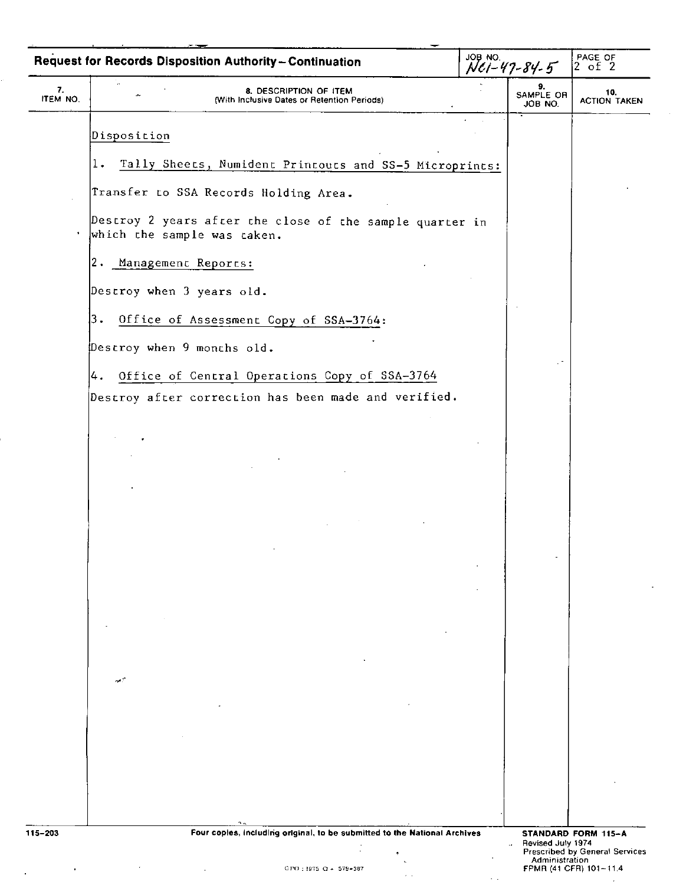**Request for Records Disposition Authority – Continuation**

JOB NO. NC1-47-84-5

PAGE 2 OF 2

| 7. ITEM NO. | 8. DESCRIPTION OF ITEM (With Inclusive Dates or Retention Periods) | 9. SAMPLE OR JOB NO. | 10. ACTION TAKEN |
|---|---|---|---|
| | | | |

Disposition

1. Tally Sheets, Numident Printouts and SS-5 Microprints:

Transfer to SSA Records Holding Area.

Destroy 2 years after the close of the sample quarter in which the sample was taken.

2. Management Reports:

Destroy when 3 years old.

3. Office of Assessment Copy of SSA-3764:

Destroy when 9 months old.

4. Office of Central Operations Copy of SSA-3764

Destroy after correction has been made and verified.

115-203

Four copies, including original, to be submitted to the National Archives

STANDARD FORM 115-A
Revised July 1974
Prescribed by General Services Administration
FPMR (41 CFR) 101-11.4